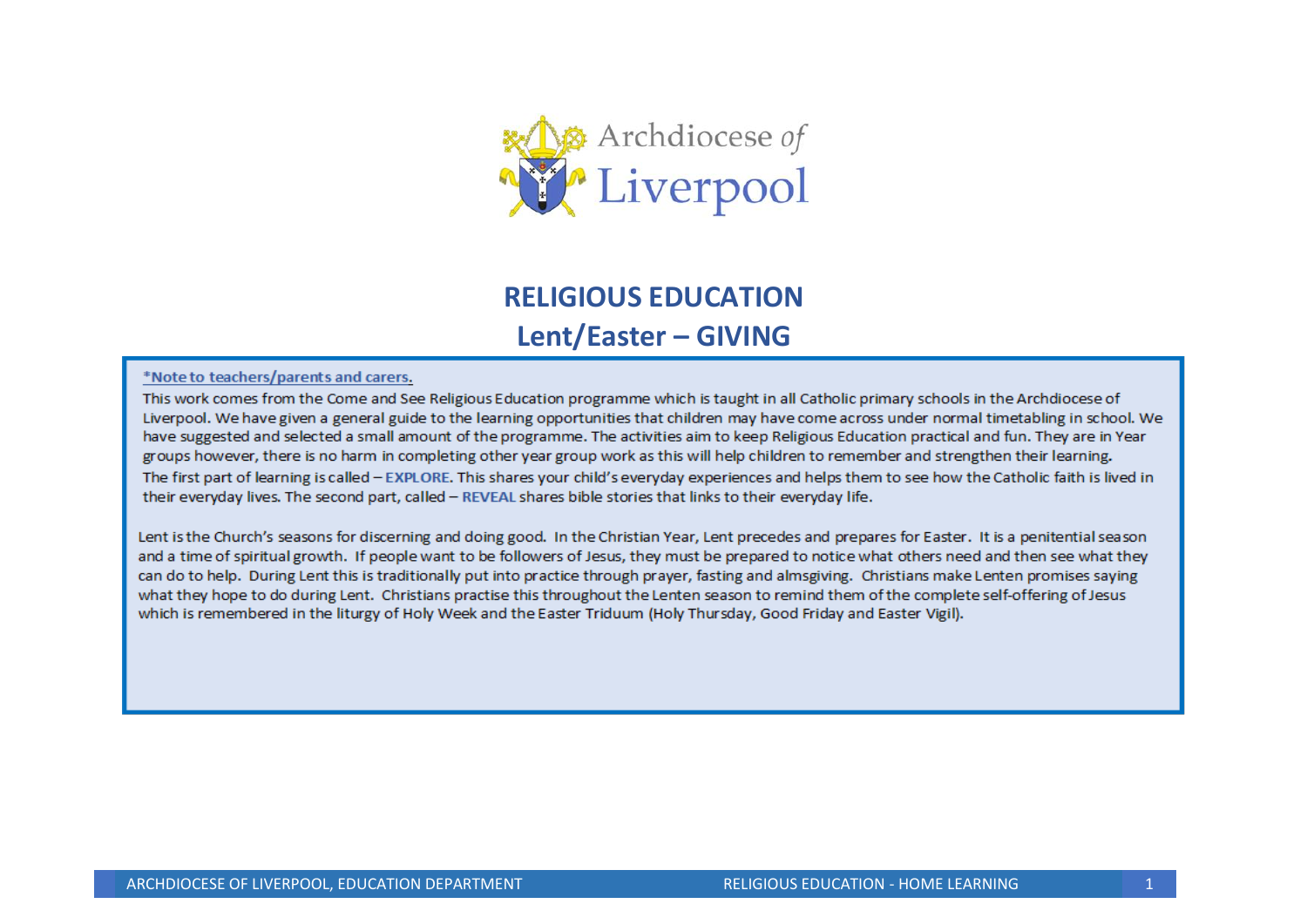Archdiocese of Liverpool

# RELIGIOUS EDUCATION

## Lent/Easter – GIVING

*Note to teachers/parents and carers.

This work comes from the Come and See Religious Education programme which is taught in all Catholic primary schools in the Archdiocese of Liverpool. We have given a general guide to the learning opportunities that children may have come across under normal timetabling in school. We have suggested and selected a small amount of the programme. The activities aim to keep Religious Education practical and fun. They are in Year groups however, there is no harm in completing other year group work as this will help children to remember and strengthen their learning.

The first part of learning is called – **EXPLORE**. This shares your child's everyday experiences and helps them to see how the Catholic faith is lived in their everyday lives. The second part, called – **REVEAL** shares bible stories that links to their everyday life.

Lent is the Church's seasons for discerning and doing good. In the Christian Year, Lent precedes and prepares for Easter. It is a penitential season and a time of spiritual growth. If people want to be followers of Jesus, they must be prepared to notice what others need and then see what they can do to help. During Lent this is traditionally put into practice through prayer, fasting and almsgiving. Christians make Lenten promises saying what they hope to do during Lent. Christians practise this throughout the Lenten season to remind them of the complete self-offering of Jesus which is remembered in the liturgy of Holy Week and the Easter Triduum (Holy Thursday, Good Friday and Easter Vigil).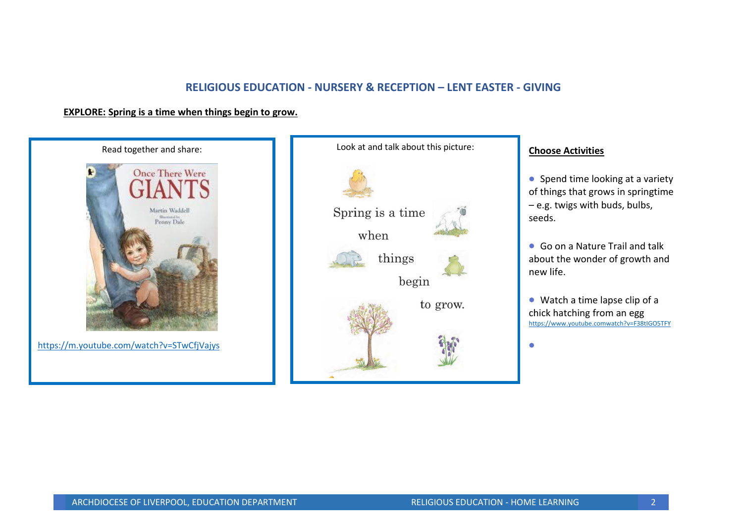## RELIGIOUS EDUCATION - NURSERY & RECEPTION – LENT EASTER - GIVING

**EXPLORE: Spring is a time when things begin to grow.**

Read together and share:

Once There Were GIANTS

Martin Waddell

Illustrated by Penny Dale

https://m.youtube.com/watch?v=STwCfjVajys

Look at and talk about this picture:

Spring is a time when things begin to grow.

**Choose Activities**

- Spend time looking at a variety of things that grows in springtime – e.g. twigs with buds, bulbs, seeds.
- Go on a Nature Trail and talk about the wonder of growth and new life.
- Watch a time lapse clip of a chick hatching from an egg https://www.youtube.comwatch?v=F38tIGO5TFY
-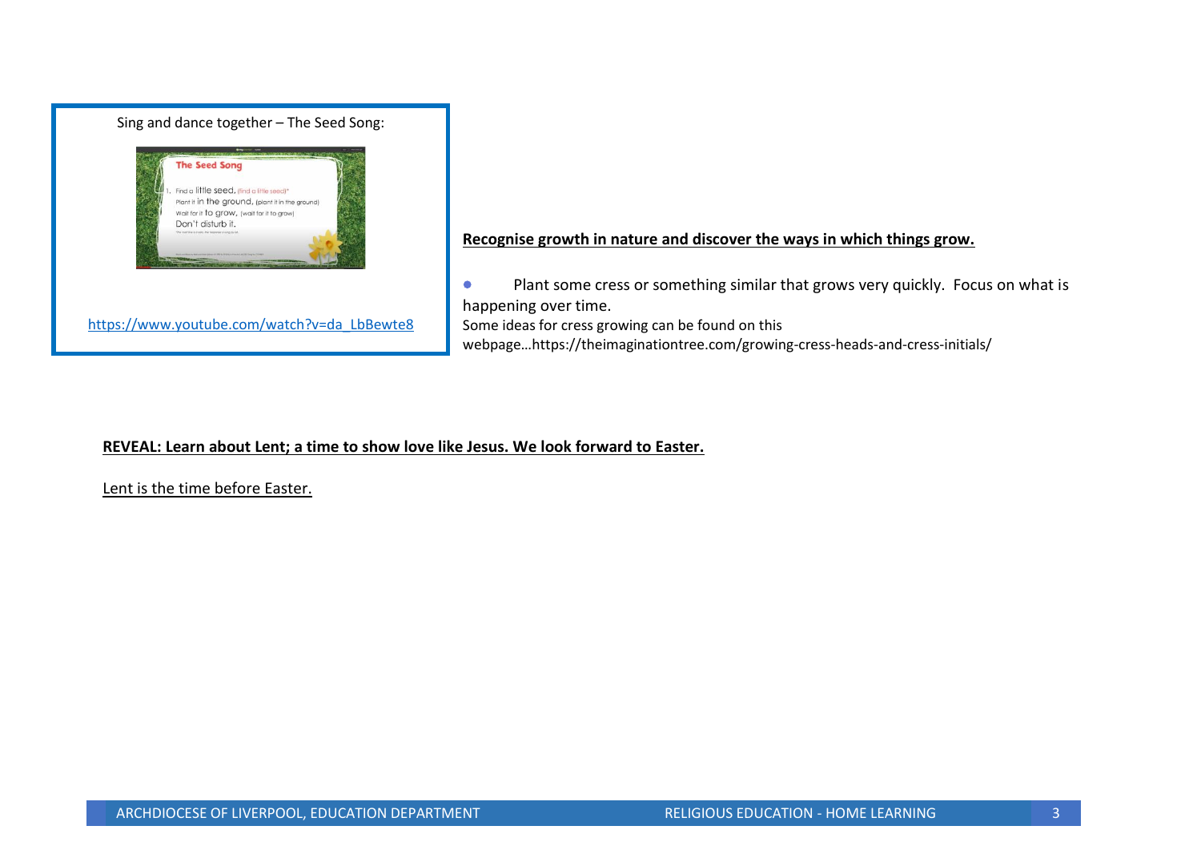Sing and dance together – The Seed Song:

https://www.youtube.com/watch?v=da_LbBewte8

**Recognise growth in nature and discover the ways in which things grow.**

- Plant some cress or something similar that grows very quickly. Focus on what is happening over time.

Some ideas for cress growing can be found on this webpage…https://theimaginationtree.com/growing-cress-heads-and-cress-initials/

**REVEAL: Learn about Lent; a time to show love like Jesus. We look forward to Easter.**

Lent is the time before Easter.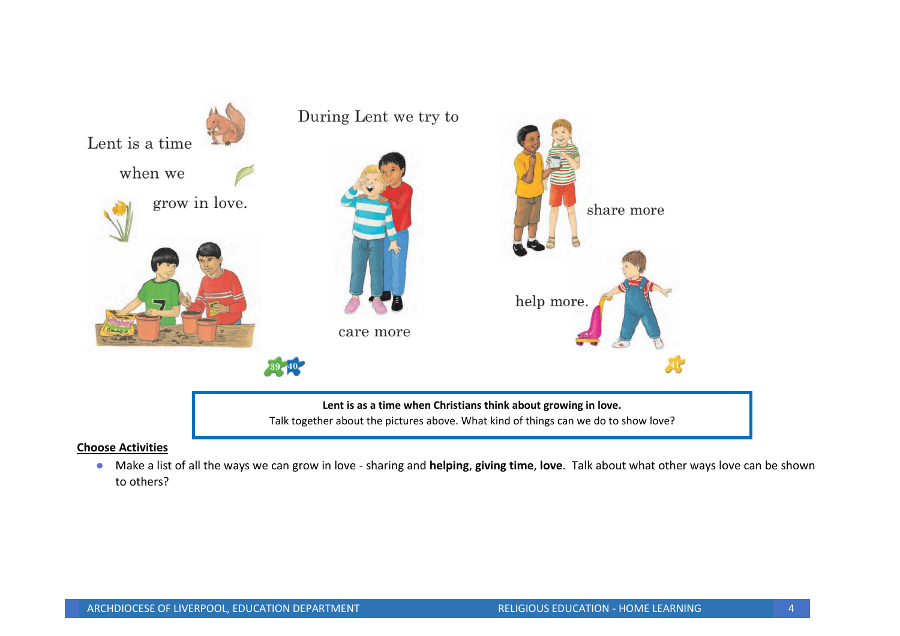Lent is a time

when we

grow in love.

During Lent we try to

care more

share more

help more.

39 40

41

**Lent is as a time when Christians think about growing in love.**
Talk together about the pictures above. What kind of things can we do to show love?

**Choose Activities**

- Make a list of all the ways we can grow in love - sharing and **helping**, **giving time**, **love**. Talk about what other ways love can be shown to others?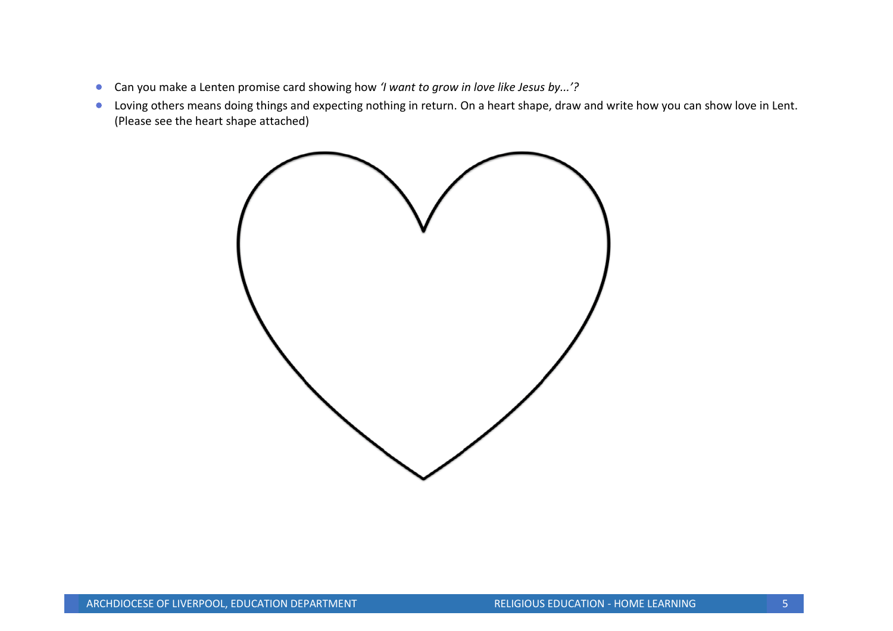- Can you make a Lenten promise card showing how *'I want to grow in love like Jesus by...'?*
- Loving others means doing things and expecting nothing in return. On a heart shape, draw and write how you can show love in Lent. (Please see the heart shape attached)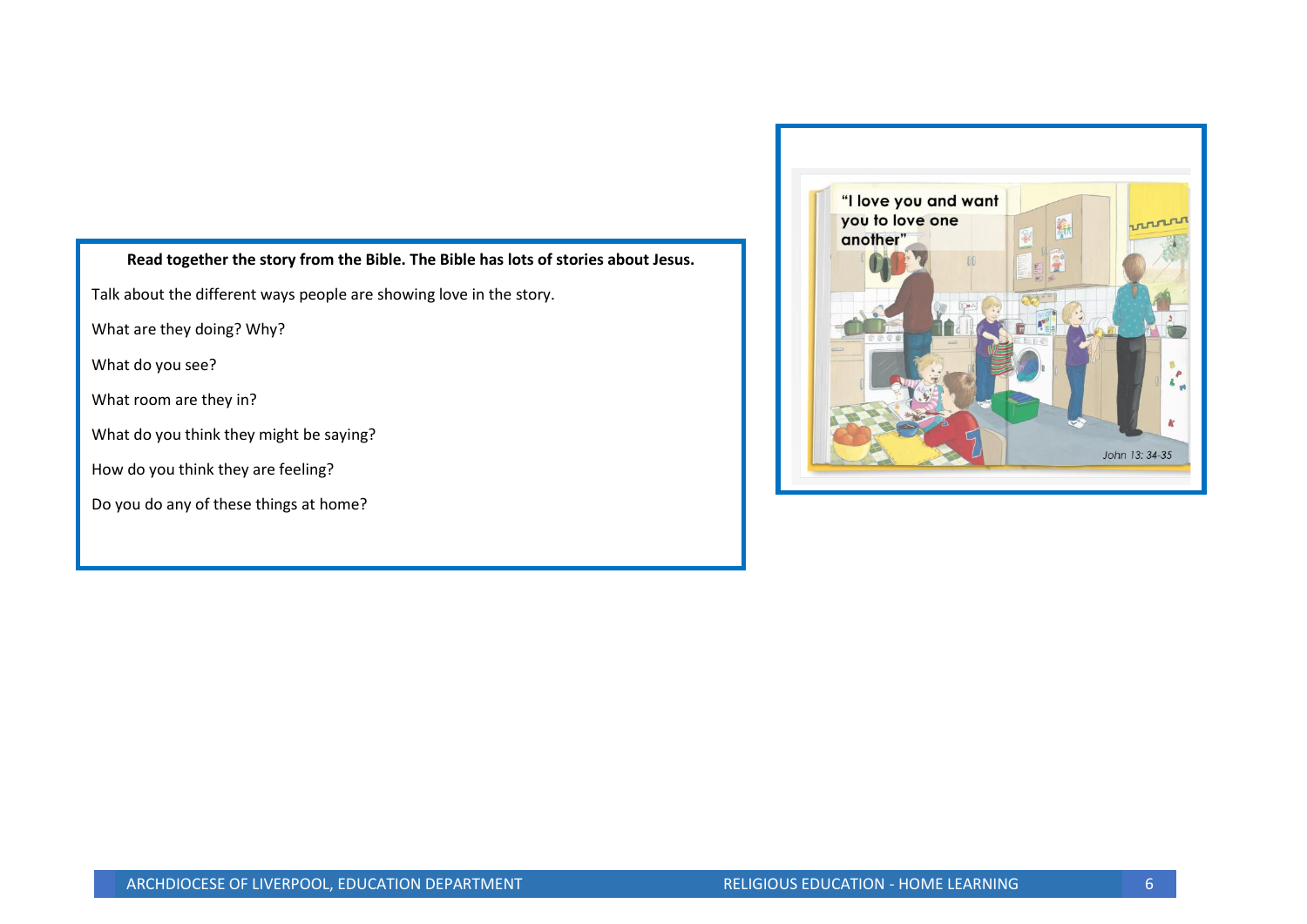**Read together the story from the Bible. The Bible has lots of stories about Jesus.**

Talk about the different ways people are showing love in the story.

What are they doing? Why?

What do you see?

What room are they in?

What do you think they might be saying?

How do you think they are feeling?

Do you do any of these things at home?

"I love you and want you to love one another"

*John 13: 34-35*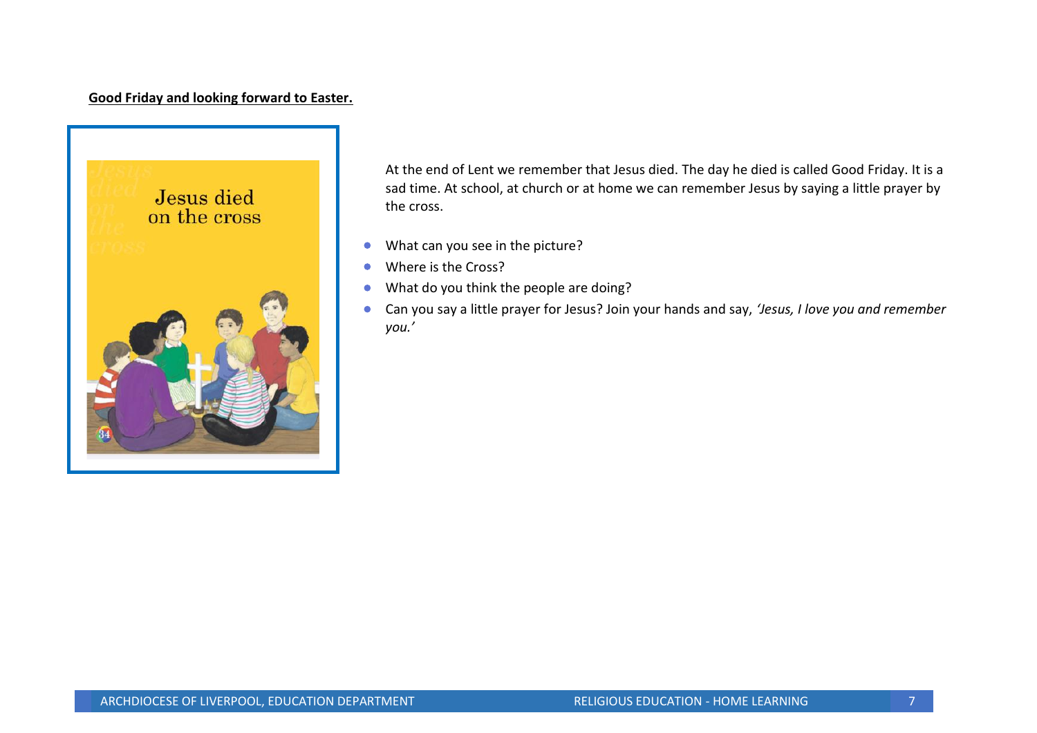**Good Friday and looking forward to Easter.**

At the end of Lent we remember that Jesus died. The day he died is called Good Friday. It is a sad time. At school, at church or at home we can remember Jesus by saying a little prayer by the cross.

- What can you see in the picture?
- Where is the Cross?
- What do you think the people are doing?
- Can you say a little prayer for Jesus? Join your hands and say, *'Jesus, I love you and remember you.'*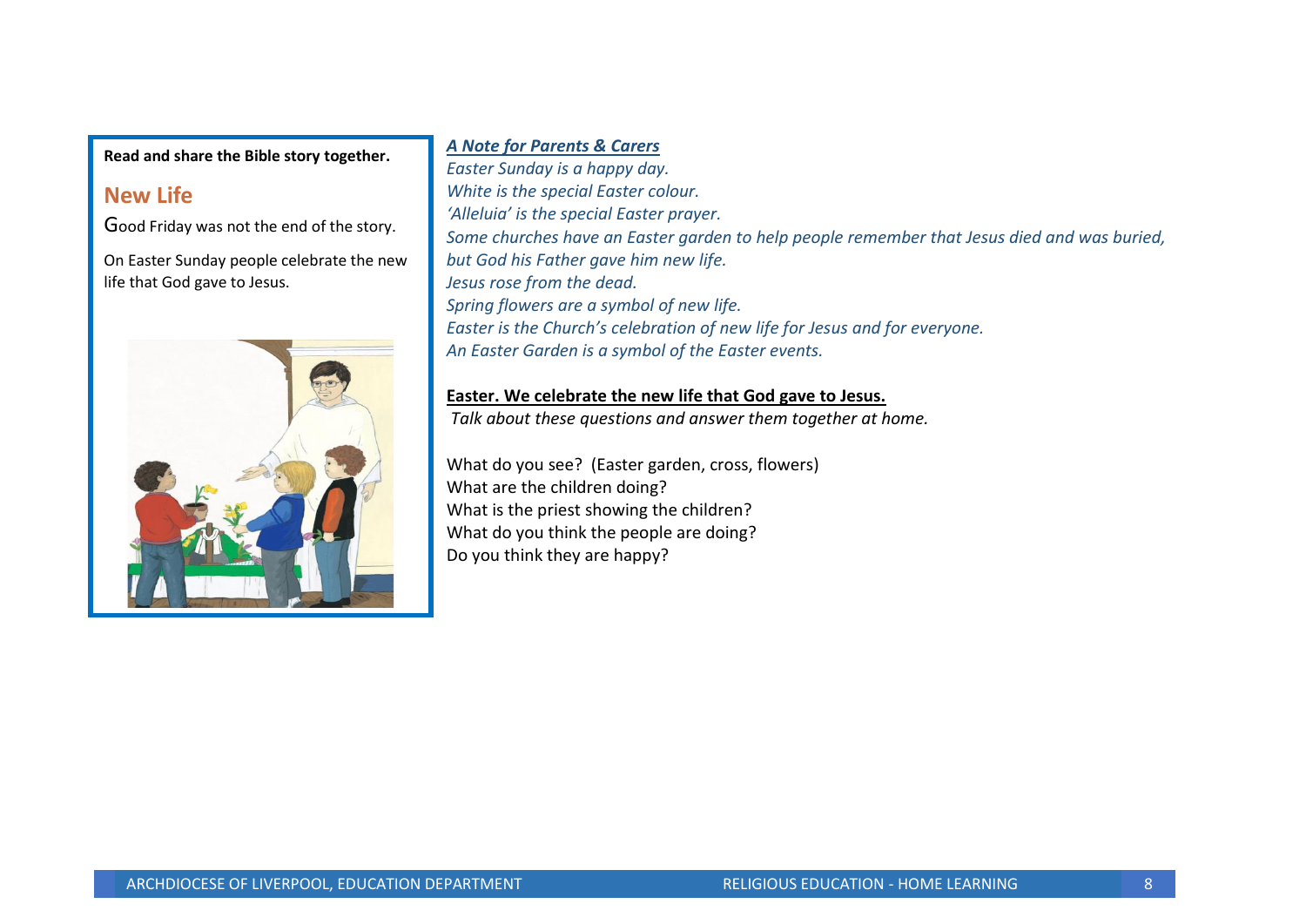**Read and share the Bible story together.**

## New Life

Good Friday was not the end of the story.

On Easter Sunday people celebrate the new life that God gave to Jesus.

***A Note for Parents & Carers***

*Easter Sunday is a happy day.*
*White is the special Easter colour.*
*'Alleluia' is the special Easter prayer.*
*Some churches have an Easter garden to help people remember that Jesus died and was buried, but God his Father gave him new life.*
*Jesus rose from the dead.*
*Spring flowers are a symbol of new life.*
*Easter is the Church's celebration of new life for Jesus and for everyone.*
*An Easter Garden is a symbol of the Easter events.*

**Easter. We celebrate the new life that God gave to Jesus.**

*Talk about these questions and answer them together at home.*

What do you see? (Easter garden, cross, flowers)
What are the children doing?
What is the priest showing the children?
What do you think the people are doing?
Do you think they are happy?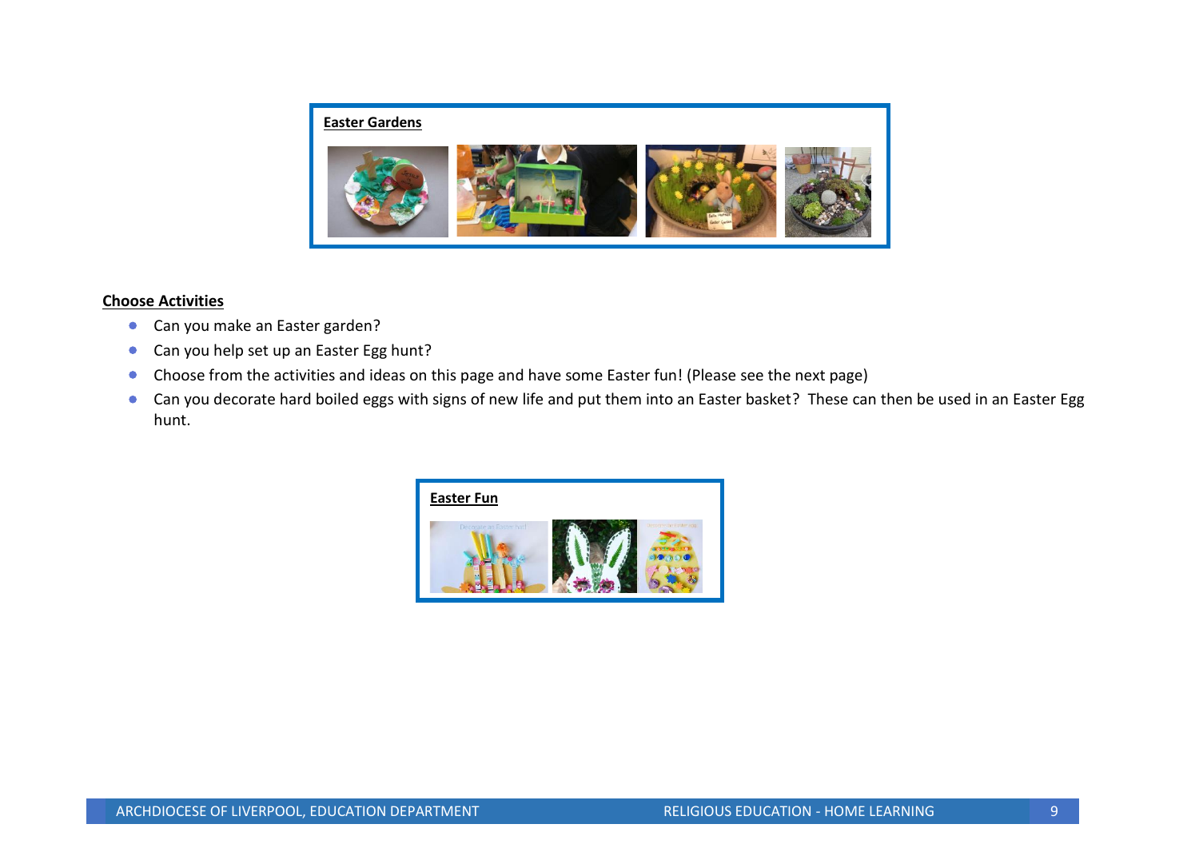**Easter Gardens**

**Choose Activities**

- Can you make an Easter garden?
- Can you help set up an Easter Egg hunt?
- Choose from the activities and ideas on this page and have some Easter fun! (Please see the next page)
- Can you decorate hard boiled eggs with signs of new life and put them into an Easter basket? These can then be used in an Easter Egg hunt.

**Easter Fun**